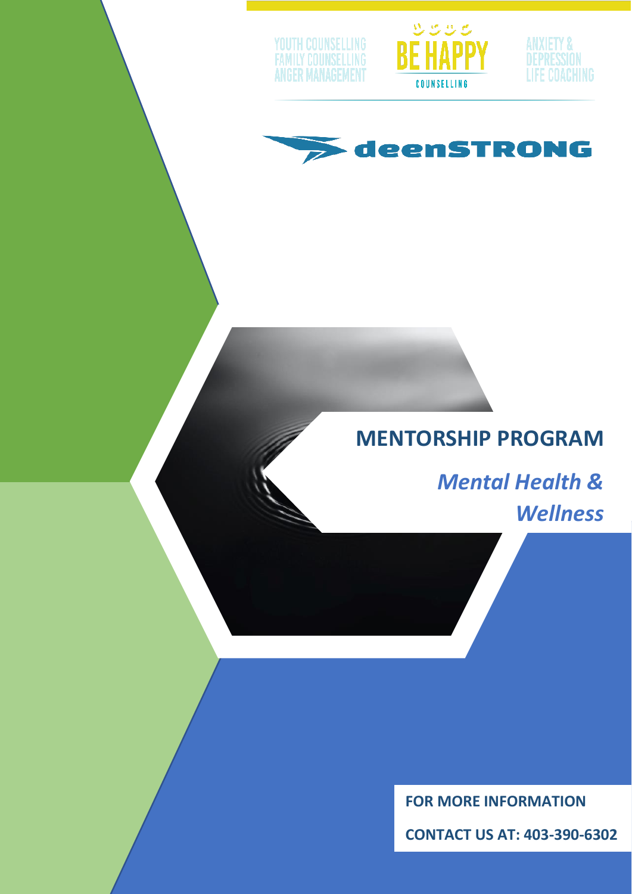YOUTH COUNSELLING
FAMILY COUNSELLING
ANGER MANAGEMENT

BE HAPPY
COUNSELLING

ANXIETY &
DEPRESSION
LIFE COACHING

deenSTRONG

# MENTORSHIP PROGRAM

## *Mental Health & Wellness*

**FOR MORE INFORMATION**

**CONTACT US AT: 403-390-6302**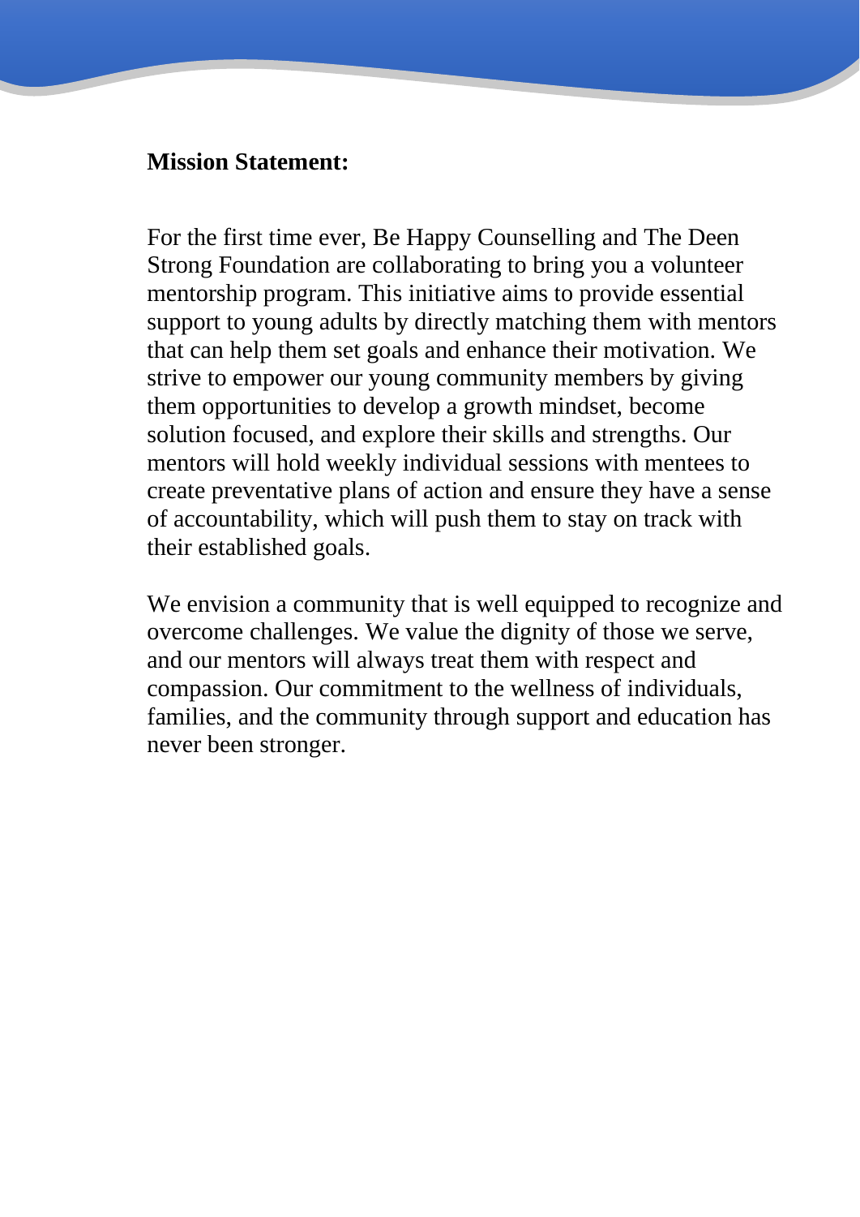**Mission Statement:**

For the first time ever, Be Happy Counselling and The Deen Strong Foundation are collaborating to bring you a volunteer mentorship program. This initiative aims to provide essential support to young adults by directly matching them with mentors that can help them set goals and enhance their motivation. We strive to empower our young community members by giving them opportunities to develop a growth mindset, become solution focused, and explore their skills and strengths. Our mentors will hold weekly individual sessions with mentees to create preventative plans of action and ensure they have a sense of accountability, which will push them to stay on track with their established goals.

We envision a community that is well equipped to recognize and overcome challenges. We value the dignity of those we serve, and our mentors will always treat them with respect and compassion. Our commitment to the wellness of individuals, families, and the community through support and education has never been stronger.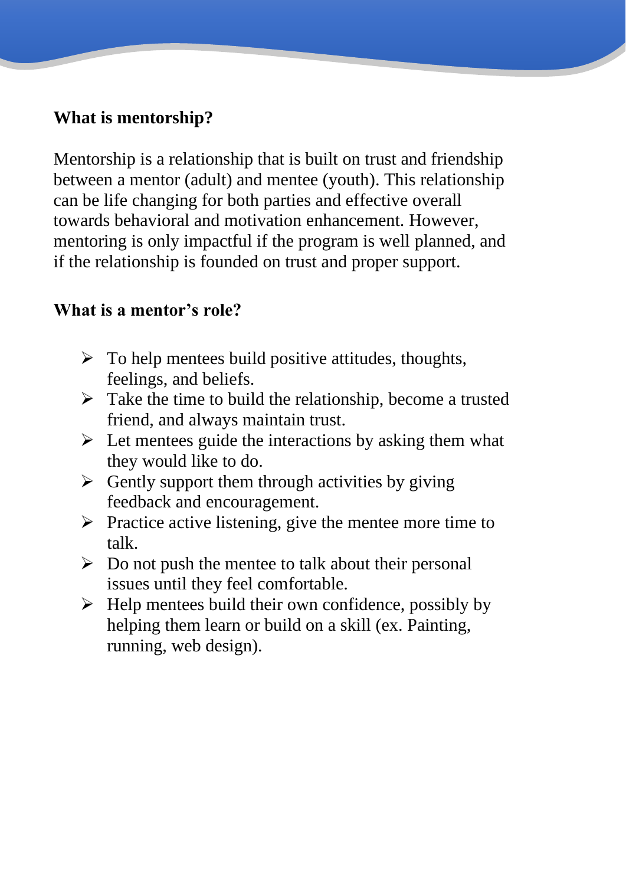## What is mentorship?

Mentorship is a relationship that is built on trust and friendship between a mentor (adult) and mentee (youth). This relationship can be life changing for both parties and effective overall towards behavioral and motivation enhancement. However, mentoring is only impactful if the program is well planned, and if the relationship is founded on trust and proper support.

## What is a mentor's role?

- To help mentees build positive attitudes, thoughts, feelings, and beliefs.
- Take the time to build the relationship, become a trusted friend, and always maintain trust.
- Let mentees guide the interactions by asking them what they would like to do.
- Gently support them through activities by giving feedback and encouragement.
- Practice active listening, give the mentee more time to talk.
- Do not push the mentee to talk about their personal issues until they feel comfortable.
- Help mentees build their own confidence, possibly by helping them learn or build on a skill (ex. Painting, running, web design).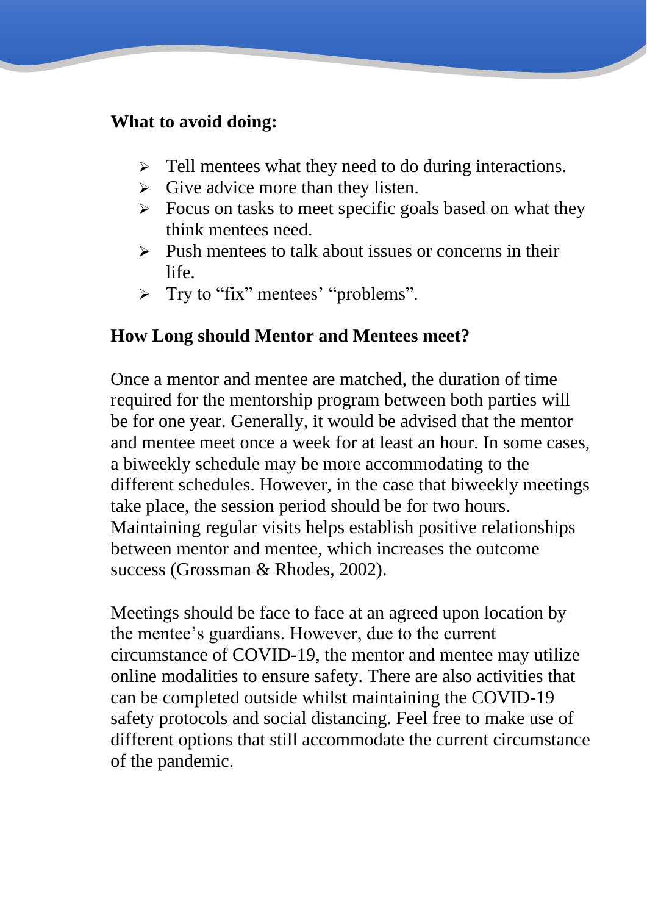**What to avoid doing:**

- Tell mentees what they need to do during interactions.
- Give advice more than they listen.
- Focus on tasks to meet specific goals based on what they think mentees need.
- Push mentees to talk about issues or concerns in their life.
- Try to “fix” mentees’ “problems”.

**How Long should Mentor and Mentees meet?**

Once a mentor and mentee are matched, the duration of time required for the mentorship program between both parties will be for one year. Generally, it would be advised that the mentor and mentee meet once a week for at least an hour. In some cases, a biweekly schedule may be more accommodating to the different schedules. However, in the case that biweekly meetings take place, the session period should be for two hours. Maintaining regular visits helps establish positive relationships between mentor and mentee, which increases the outcome success (Grossman & Rhodes, 2002).

Meetings should be face to face at an agreed upon location by the mentee’s guardians. However, due to the current circumstance of COVID-19, the mentor and mentee may utilize online modalities to ensure safety. There are also activities that can be completed outside whilst maintaining the COVID-19 safety protocols and social distancing. Feel free to make use of different options that still accommodate the current circumstance of the pandemic.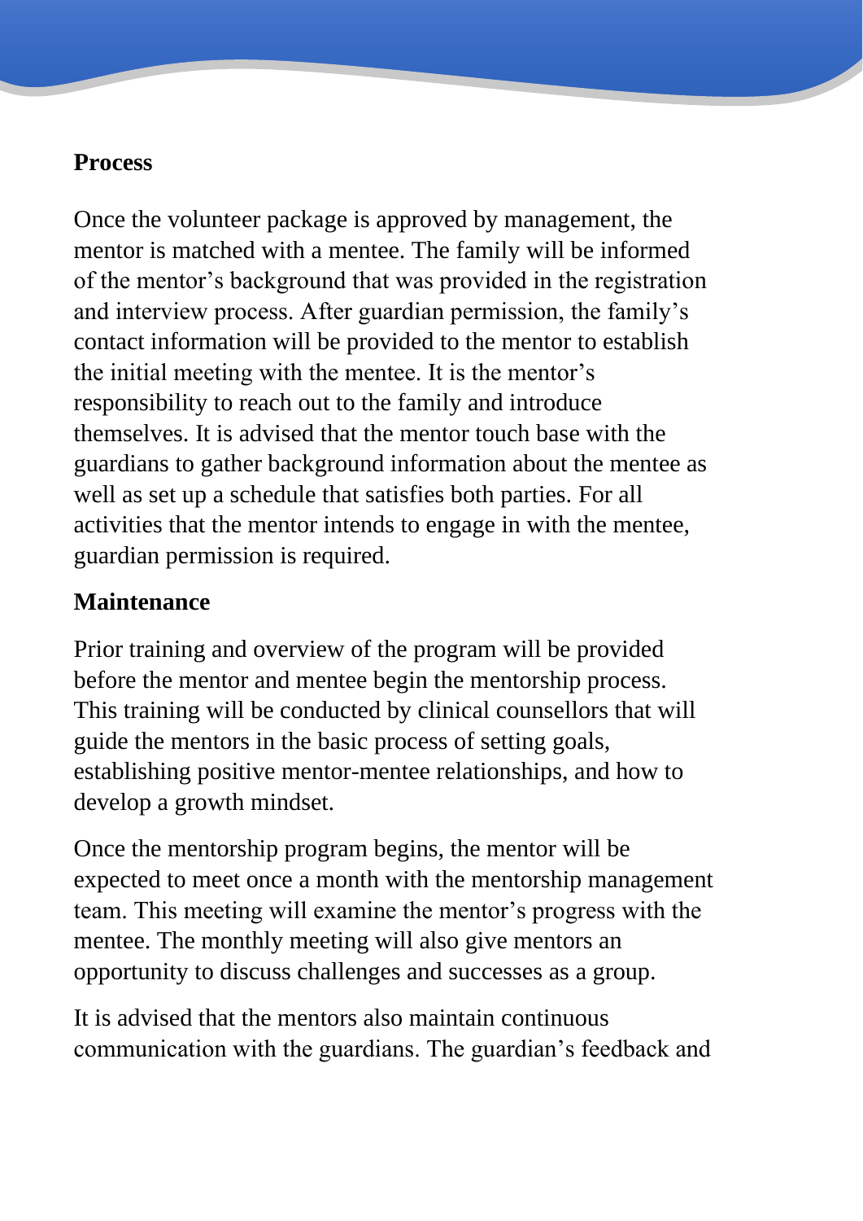## Process

Once the volunteer package is approved by management, the mentor is matched with a mentee. The family will be informed of the mentor's background that was provided in the registration and interview process. After guardian permission, the family's contact information will be provided to the mentor to establish the initial meeting with the mentee. It is the mentor's responsibility to reach out to the family and introduce themselves. It is advised that the mentor touch base with the guardians to gather background information about the mentee as well as set up a schedule that satisfies both parties. For all activities that the mentor intends to engage in with the mentee, guardian permission is required.

## Maintenance

Prior training and overview of the program will be provided before the mentor and mentee begin the mentorship process. This training will be conducted by clinical counsellors that will guide the mentors in the basic process of setting goals, establishing positive mentor-mentee relationships, and how to develop a growth mindset.

Once the mentorship program begins, the mentor will be expected to meet once a month with the mentorship management team. This meeting will examine the mentor's progress with the mentee. The monthly meeting will also give mentors an opportunity to discuss challenges and successes as a group.

It is advised that the mentors also maintain continuous communication with the guardians. The guardian's feedback and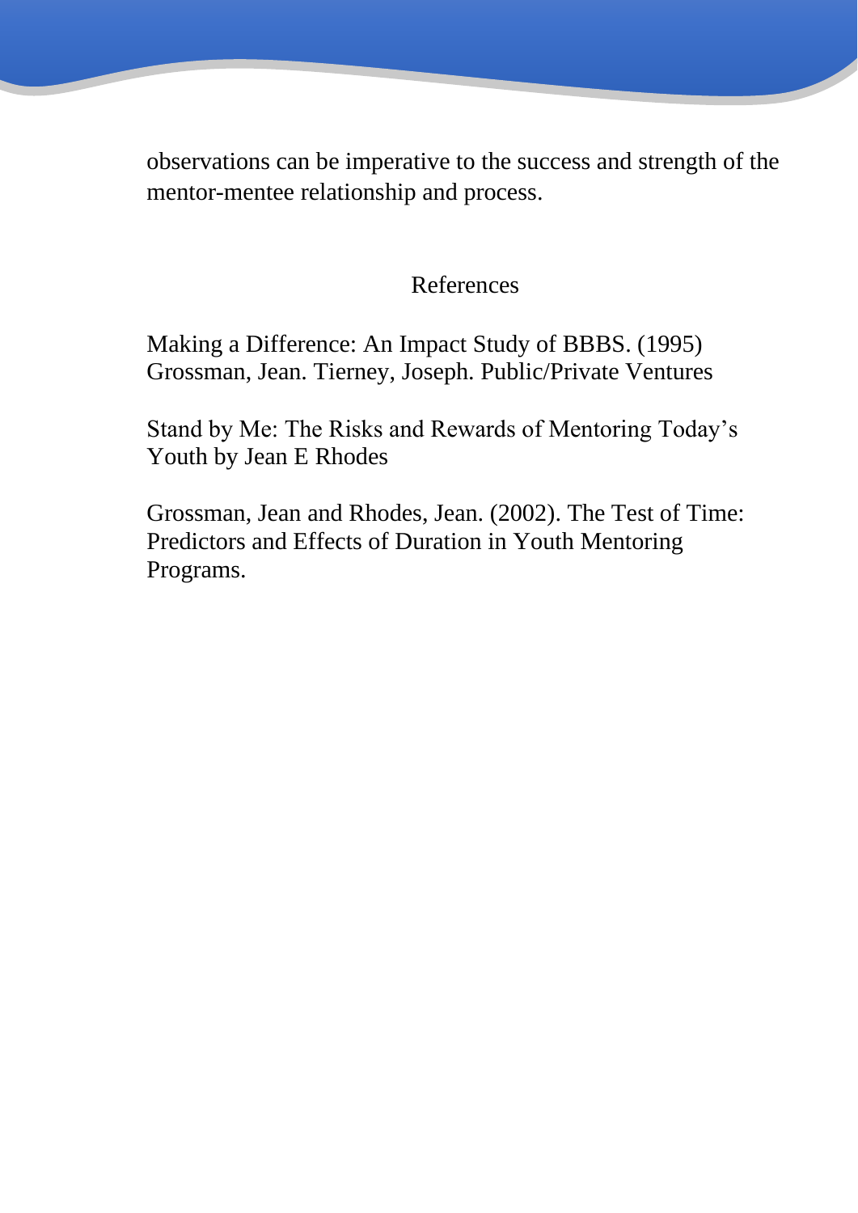observations can be imperative to the success and strength of the mentor-mentee relationship and process.

## References

Making a Difference: An Impact Study of BBBS. (1995) Grossman, Jean. Tierney, Joseph. Public/Private Ventures

Stand by Me: The Risks and Rewards of Mentoring Today's Youth by Jean E Rhodes

Grossman, Jean and Rhodes, Jean. (2002). The Test of Time: Predictors and Effects of Duration in Youth Mentoring Programs.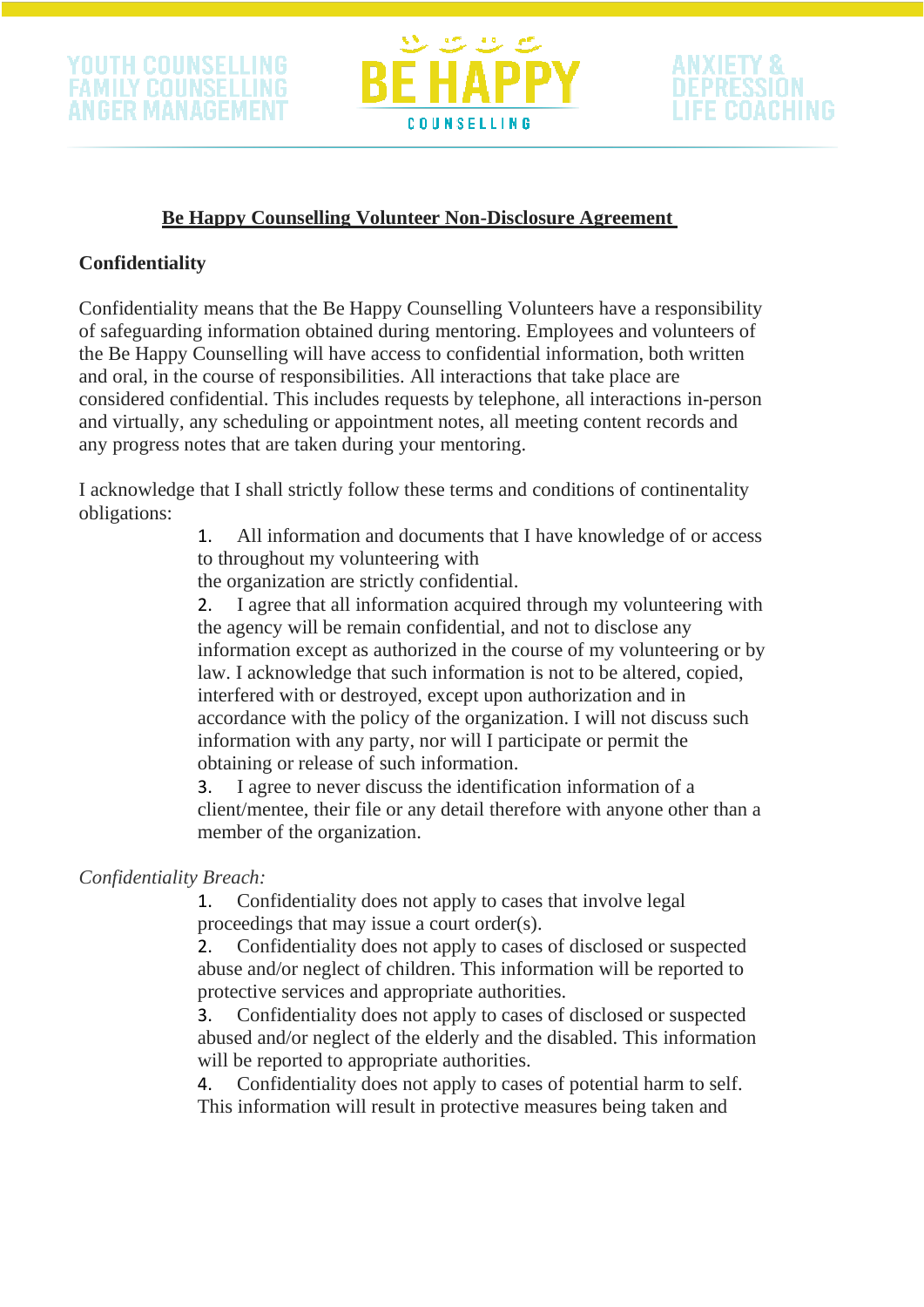## Be Happy Counselling Volunteer Non-Disclosure Agreement

**Confidentiality**

Confidentiality means that the Be Happy Counselling Volunteers have a responsibility of safeguarding information obtained during mentoring. Employees and volunteers of the Be Happy Counselling will have access to confidential information, both written and oral, in the course of responsibilities. All interactions that take place are considered confidential. This includes requests by telephone, all interactions in-person and virtually, any scheduling or appointment notes, all meeting content records and any progress notes that are taken during your mentoring.

I acknowledge that I shall strictly follow these terms and conditions of continentality obligations:

1. All information and documents that I have knowledge of or access to throughout my volunteering with the organization are strictly confidential.
2. I agree that all information acquired through my volunteering with the agency will be remain confidential, and not to disclose any information except as authorized in the course of my volunteering or by law. I acknowledge that such information is not to be altered, copied, interfered with or destroyed, except upon authorization and in accordance with the policy of the organization. I will not discuss such information with any party, nor will I participate or permit the obtaining or release of such information.
3. I agree to never discuss the identification information of a client/mentee, their file or any detail therefore with anyone other than a member of the organization.

*Confidentiality Breach:*

1. Confidentiality does not apply to cases that involve legal proceedings that may issue a court order(s).
2. Confidentiality does not apply to cases of disclosed or suspected abuse and/or neglect of children. This information will be reported to protective services and appropriate authorities.
3. Confidentiality does not apply to cases of disclosed or suspected abused and/or neglect of the elderly and the disabled. This information will be reported to appropriate authorities.
4. Confidentiality does not apply to cases of potential harm to self. This information will result in protective measures being taken and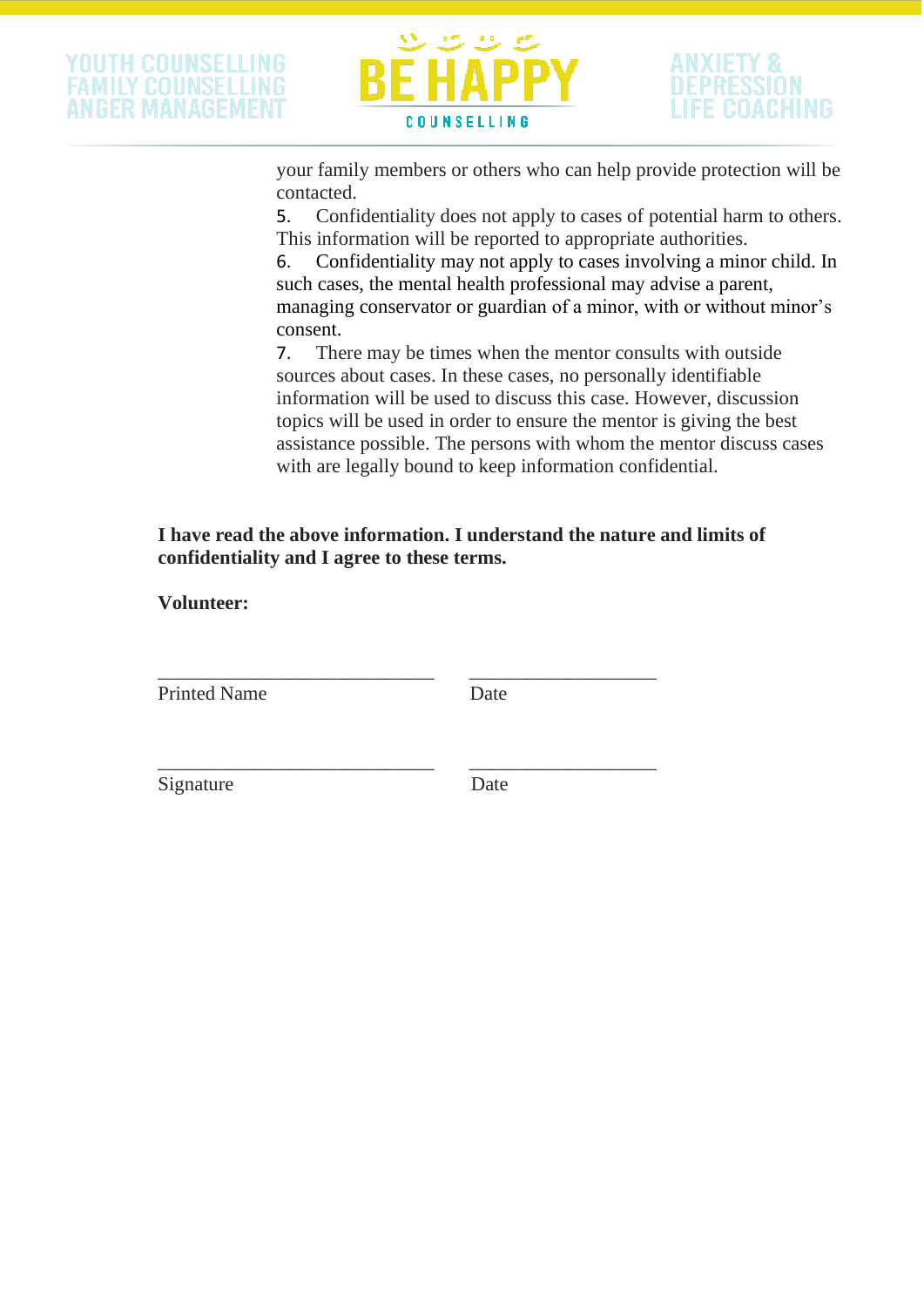your family members or others who can help provide protection will be contacted.

5. Confidentiality does not apply to cases of potential harm to others. This information will be reported to appropriate authorities.

6. Confidentiality may not apply to cases involving a minor child. In such cases, the mental health professional may advise a parent, managing conservator or guardian of a minor, with or without minor's consent.

7. There may be times when the mentor consults with outside sources about cases. In these cases, no personally identifiable information will be used to discuss this case. However, discussion topics will be used in order to ensure the mentor is giving the best assistance possible. The persons with whom the mentor discuss cases with are legally bound to keep information confidential.

**I have read the above information. I understand the nature and limits of confidentiality and I agree to these terms.**

**Volunteer:**

_____________________________ ____________________

Printed Name Date

_____________________________ ____________________

Signature Date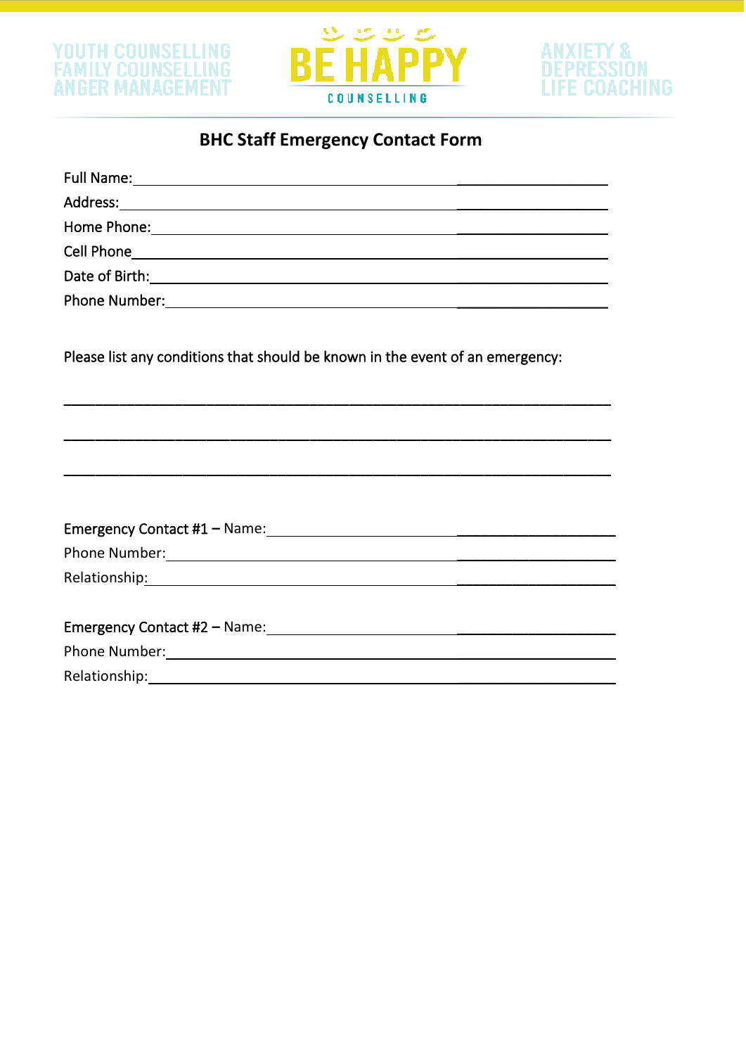# BHC Staff Emergency Contact Form

Full Name: ____________________________________________

Address: ____________________________________________

Home Phone: ____________________________________________

Cell Phone ____________________________________________

Date of Birth: ____________________________________________

Phone Number: ____________________________________________

Please list any conditions that should be known in the event of an emergency:

____________________________________________________________

____________________________________________________________

____________________________________________________________

Emergency Contact #1 – Name: ____________________________________________

Phone Number: ____________________________________________

Relationship: ____________________________________________

Emergency Contact #2 – Name: ____________________________________________

Phone Number: ____________________________________________

Relationship: ____________________________________________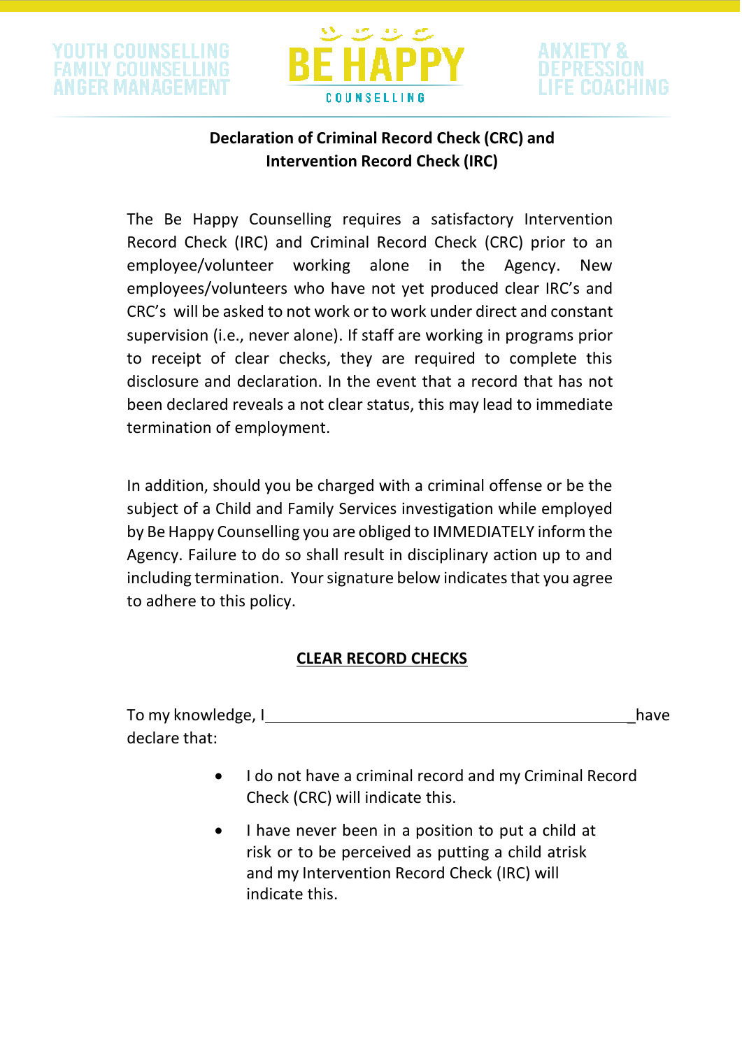**Declaration of Criminal Record Check (CRC) and Intervention Record Check (IRC)**

The Be Happy Counselling requires a satisfactory Intervention Record Check (IRC) and Criminal Record Check (CRC) prior to an employee/volunteer working alone in the Agency. New employees/volunteers who have not yet produced clear IRC's and CRC's will be asked to not work or to work under direct and constant supervision (i.e., never alone). If staff are working in programs prior to receipt of clear checks, they are required to complete this disclosure and declaration. In the event that a record that has not been declared reveals a not clear status, this may lead to immediate termination of employment.

In addition, should you be charged with a criminal offense or be the subject of a Child and Family Services investigation while employed by Be Happy Counselling you are obliged to IMMEDIATELY inform the Agency. Failure to do so shall result in disciplinary action up to and including termination. Your signature below indicates that you agree to adhere to this policy.

**CLEAR RECORD CHECKS**

To my knowledge, I\_\_\_\_\_\_\_\_\_\_\_\_\_\_\_\_\_\_\_\_\_\_\_\_\_\_\_\_\_\_\_\_\_\_\_\_\_\_\_\_\_\_\_\_have declare that:

- I do not have a criminal record and my Criminal Record Check (CRC) will indicate this.
- I have never been in a position to put a child at risk or to be perceived as putting a child atrisk and my Intervention Record Check (IRC) will indicate this.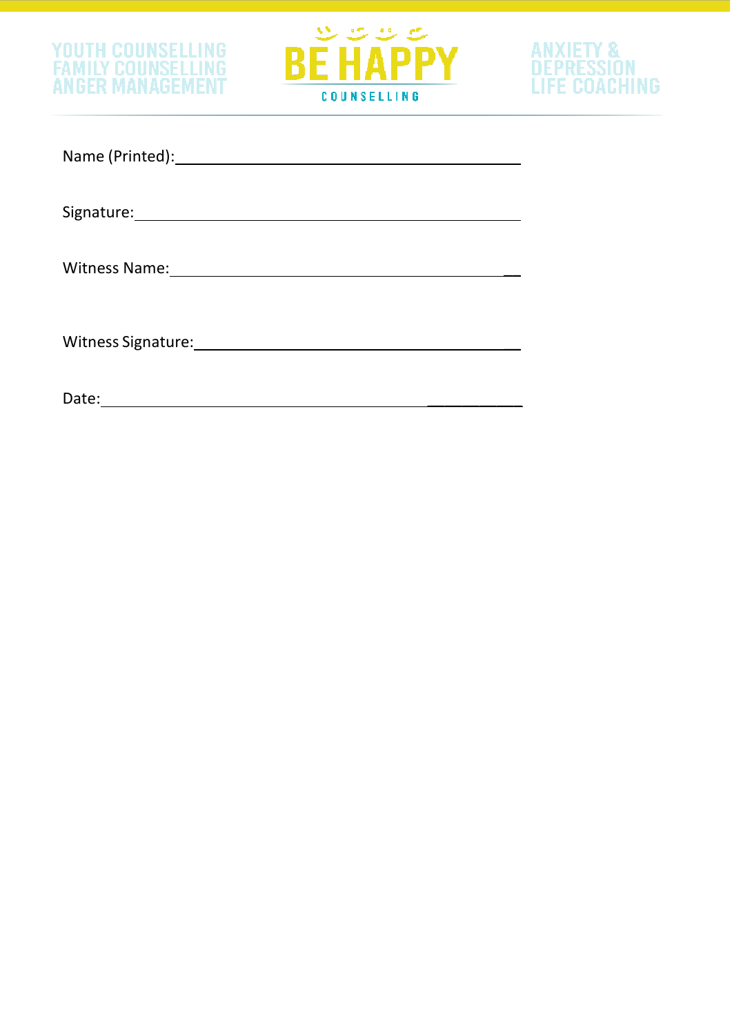Name (Printed): ______________________________________________

Signature: ______________________________________________

Witness Name: ______________________________________________

Witness Signature: ______________________________________________

Date: ______________________________________________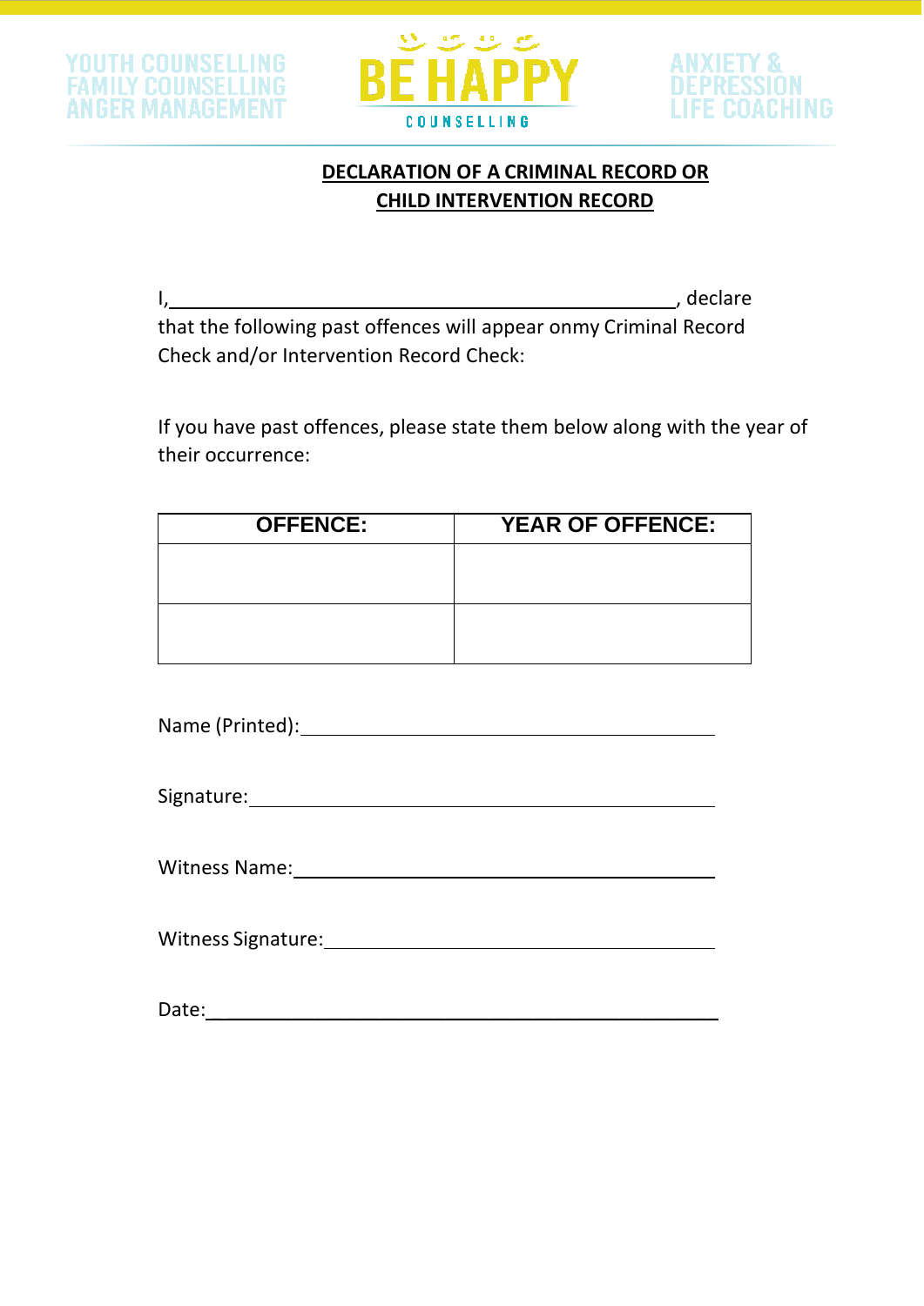YOUTH COUNSELLING
FAMILY COUNSELLING
ANGER MANAGEMENT

BE HAPPY
COUNSELLING

ANXIETY &
DEPRESSION
LIFE COACHING

## DECLARATION OF A CRIMINAL RECORD OR CHILD INTERVENTION RECORD

I,\_\_\_\_\_\_\_\_\_\_\_\_\_\_\_\_\_\_\_\_\_\_\_\_\_\_\_\_\_\_\_\_\_\_\_\_\_\_\_\_\_\_\_\_\_\_, declare that the following past offences will appear onmy Criminal Record Check and/or Intervention Record Check:

If you have past offences, please state them below along with the year of their occurrence:

| OFFENCE: | YEAR OF OFFENCE: |
|---|---|
| | |
| | |

Name (Printed):\_\_\_\_\_\_\_\_\_\_\_\_\_\_\_\_\_\_\_\_\_\_\_\_\_\_\_\_\_\_\_\_\_\_\_\_\_\_\_\_

Signature:\_\_\_\_\_\_\_\_\_\_\_\_\_\_\_\_\_\_\_\_\_\_\_\_\_\_\_\_\_\_\_\_\_\_\_\_\_\_\_\_\_\_\_\_

Witness Name:\_\_\_\_\_\_\_\_\_\_\_\_\_\_\_\_\_\_\_\_\_\_\_\_\_\_\_\_\_\_\_\_\_\_\_\_\_\_\_\_\_

Witness Signature:\_\_\_\_\_\_\_\_\_\_\_\_\_\_\_\_\_\_\_\_\_\_\_\_\_\_\_\_\_\_\_\_\_\_\_\_\_\_

Date:\_\_\_\_\_\_\_\_\_\_\_\_\_\_\_\_\_\_\_\_\_\_\_\_\_\_\_\_\_\_\_\_\_\_\_\_\_\_\_\_\_\_\_\_\_\_\_\_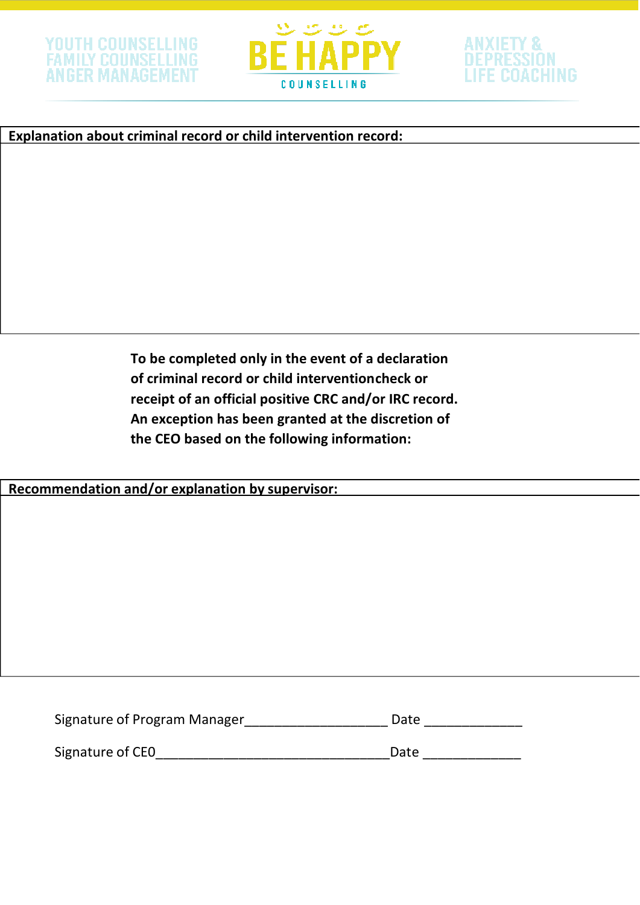**Explanation about criminal record or child intervention record:**

**To be completed only in the event of a declaration of criminal record or child interventioncheck or receipt of an official positive CRC and/or IRC record. An exception has been granted at the discretion of the CEO based on the following information:**

**Recommendation and/or explanation by supervisor:**

Signature of Program Manager___________________ Date _____________

Signature of CE0_______________________________Date _____________